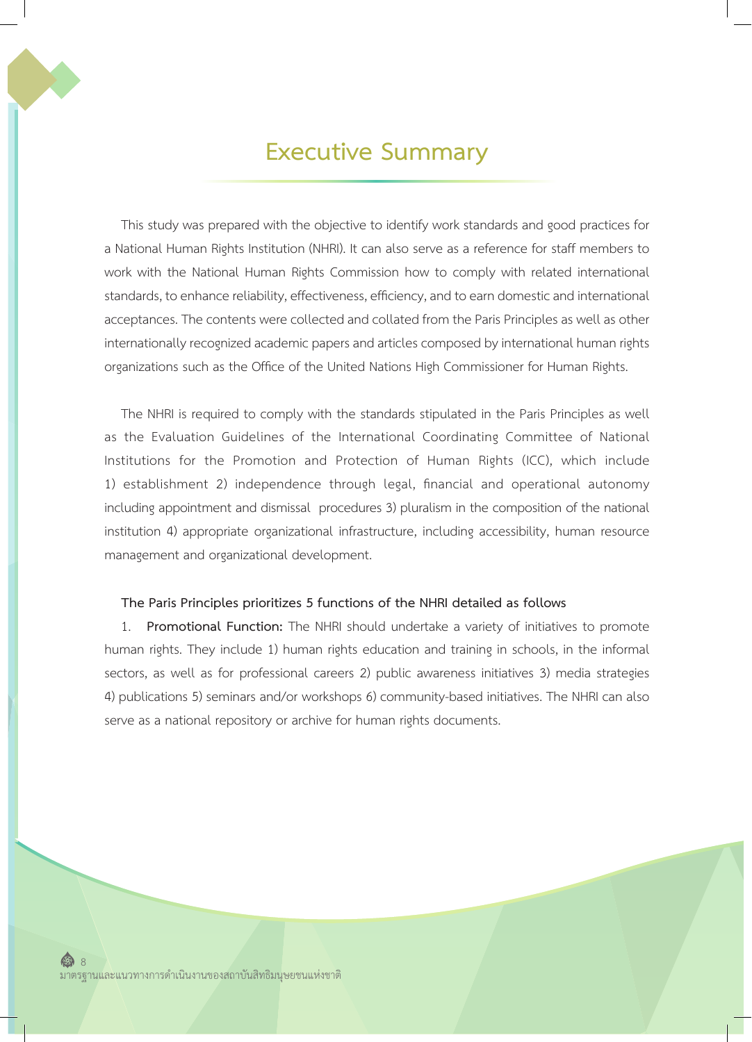# Executive Summary

This study was prepared with the objective to identify work standards and good practices for a National Human Rights Institution (NHRI). It can also serve as a reference for staff members to work with the National Human Rights Commission how to comply with related international standards, to enhance reliability, effectiveness, efficiency, and to earn domestic and international acceptances. The contents were collected and collated from the Paris Principles as well as other internationally recognized academic papers and articles composed by international human rights organizations such as the Office of the United Nations High Commissioner for Human Rights.

The NHRI is required to comply with the standards stipulated in the Paris Principles as well as the Evaluation Guidelines of the International Coordinating Committee of National Institutions for the Promotion and Protection of Human Rights (ICC), which include 1) establishment 2) independence through legal, financial and operational autonomy including appointment and dismissal procedures 3) pluralism in the composition of the national institution 4) appropriate organizational infrastructure, including accessibility, human resource management and organizational development.

**The Paris Principles prioritizes 5 functions of the NHRI detailed as follows**

1. **Promotional Function:** The NHRI should undertake a variety of initiatives to promote human rights. They include 1) human rights education and training in schools, in the informal sectors, as well as for professional careers 2) public awareness initiatives 3) media strategies 4) publications 5) seminars and/or workshops 6) community-based initiatives. The NHRI can also serve as a national repository or archive for human rights documents.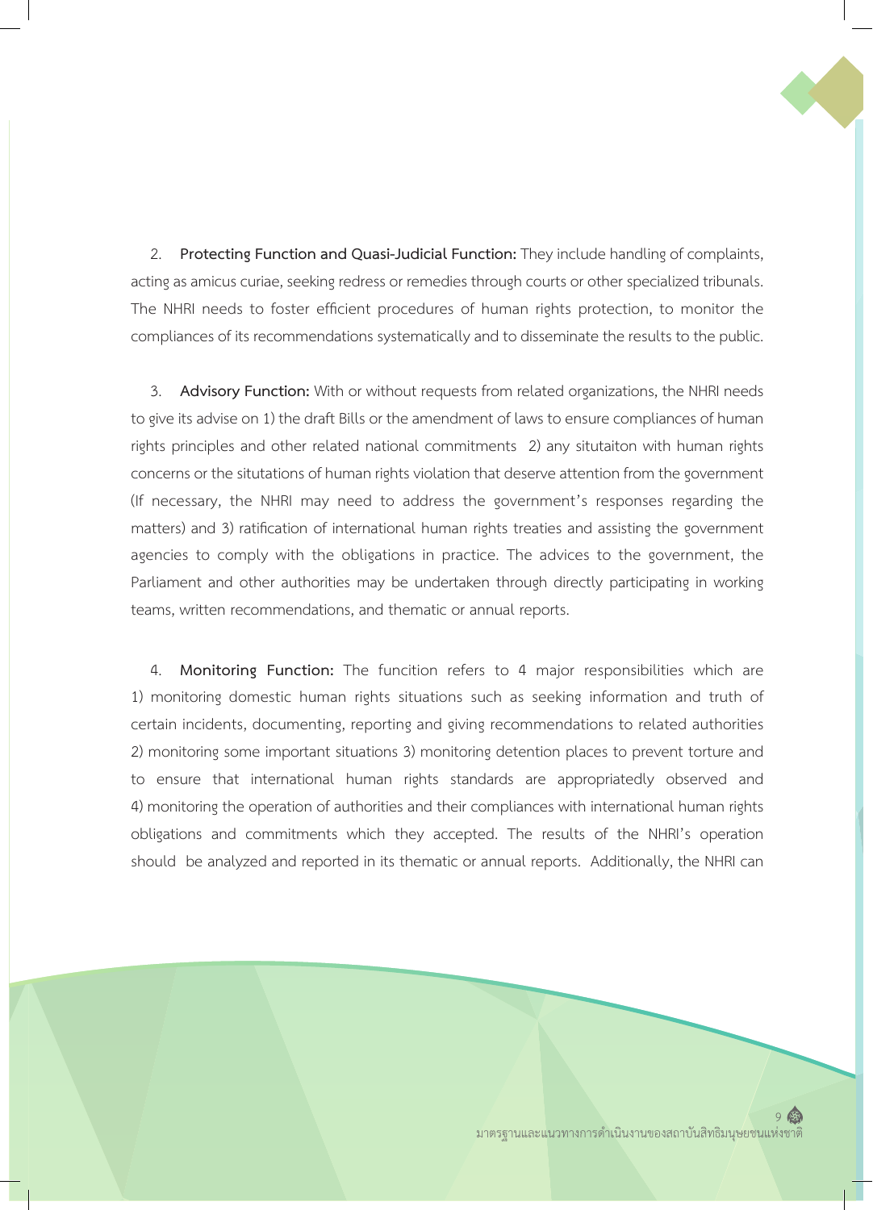2. **Protecting Function and Quasi-Judicial Function:** They include handling of complaints, acting as amicus curiae, seeking redress or remedies through courts or other specialized tribunals. The NHRI needs to foster efficient procedures of human rights protection, to monitor the compliances of its recommendations systematically and to disseminate the results to the public.

3. **Advisory Function:** With or without requests from related organizations, the NHRI needs to give its advise on 1) the draft Bills or the amendment of laws to ensure compliances of human rights principles and other related national commitments 2) any situtaiton with human rights concerns or the situtations of human rights violation that deserve attention from the government (If necessary, the NHRI may need to address the government's responses regarding the matters) and 3) ratification of international human rights treaties and assisting the government agencies to comply with the obligations in practice. The advices to the government, the Parliament and other authorities may be undertaken through directly participating in working teams, written recommendations, and thematic or annual reports.

4. **Monitoring Function:** The funcition refers to 4 major responsibilities which are 1) monitoring domestic human rights situations such as seeking information and truth of certain incidents, documenting, reporting and giving recommendations to related authorities 2) monitoring some important situations 3) monitoring detention places to prevent torture and to ensure that international human rights standards are appropriatedly observed and 4) monitoring the operation of authorities and their compliances with international human rights obligations and commitments which they accepted. The results of the NHRI's operation should be analyzed and reported in its thematic or annual reports. Additionally, the NHRI can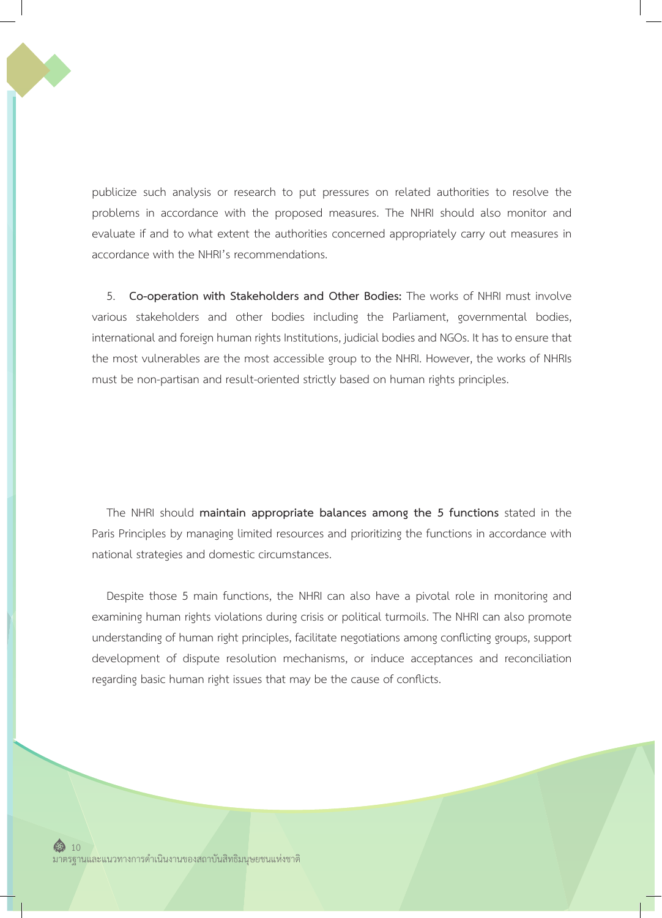publicize such analysis or research to put pressures on related authorities to resolve the problems in accordance with the proposed measures. The NHRI should also monitor and evaluate if and to what extent the authorities concerned appropriately carry out measures in accordance with the NHRI's recommendations.

5. **Co-operation with Stakeholders and Other Bodies:** The works of NHRI must involve various stakeholders and other bodies including the Parliament, governmental bodies, international and foreign human rights Institutions, judicial bodies and NGOs. It has to ensure that the most vulnerables are the most accessible group to the NHRI. However, the works of NHRIs must be non-partisan and result-oriented strictly based on human rights principles.

The NHRI should **maintain appropriate balances among the 5 functions** stated in the Paris Principles by managing limited resources and prioritizing the functions in accordance with national strategies and domestic circumstances.

Despite those 5 main functions, the NHRI can also have a pivotal role in monitoring and examining human rights violations during crisis or political turmoils. The NHRI can also promote understanding of human right principles, facilitate negotiations among conflicting groups, support development of dispute resolution mechanisms, or induce acceptances and reconciliation regarding basic human right issues that may be the cause of conflicts.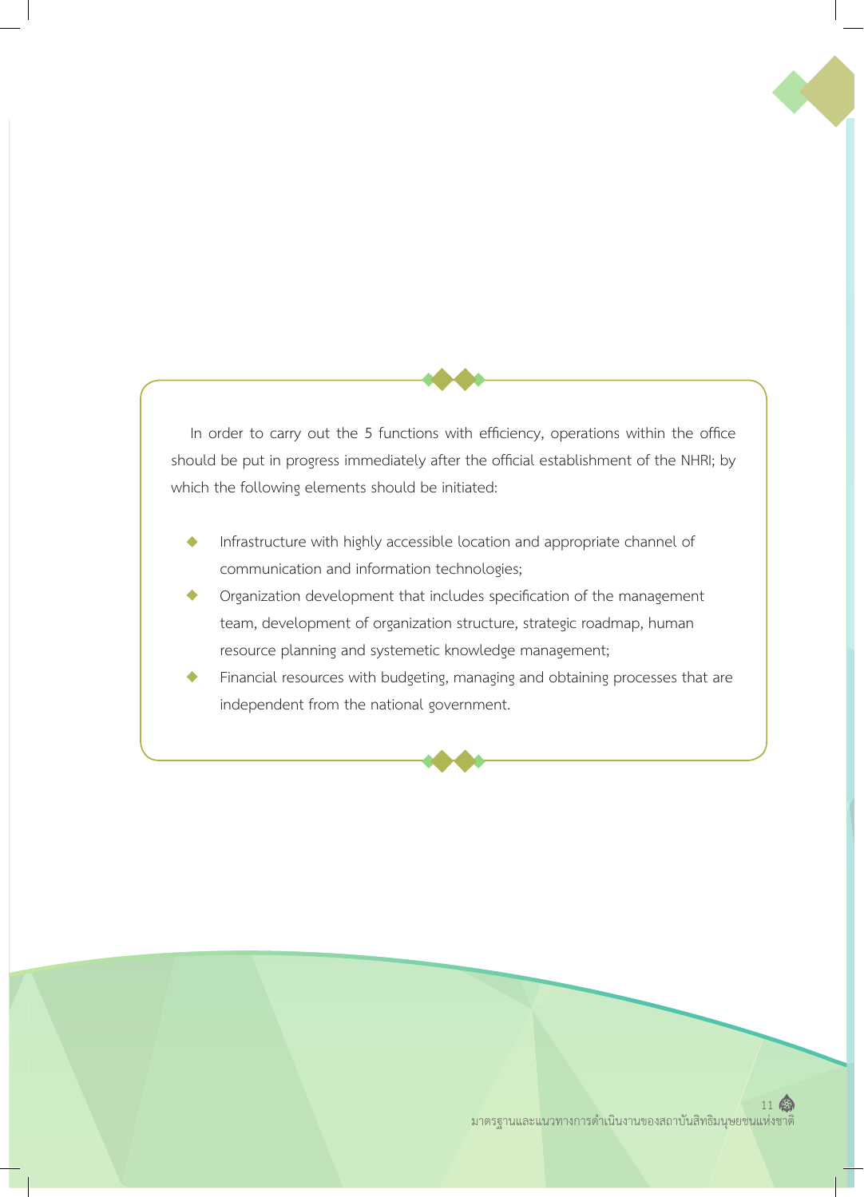In order to carry out the 5 functions with efficiency, operations within the office should be put in progress immediately after the official establishment of the NHRI; by which the following elements should be initiated:

- Infrastructure with highly accessible location and appropriate channel of communication and information technologies;
- Organization development that includes specification of the management team, development of organization structure, strategic roadmap, human resource planning and systemetic knowledge management;
- Financial resources with budgeting, managing and obtaining processes that are independent from the national government.